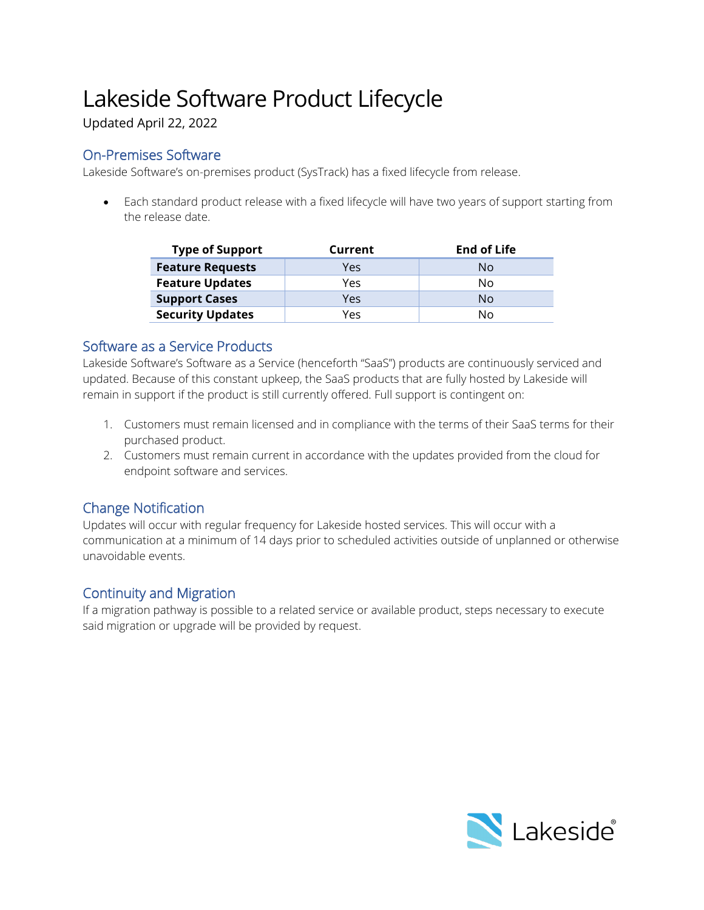# Lakeside Software Product Lifecycle

Updated April 22, 2022

## On-Premises Software

Lakeside Software's on-premises product (SysTrack) has a fixed lifecycle from release.

- Each standard product release with a fixed lifecycle will have two years of support starting from the release date.

| Type of Support | Current | End of Life |
|---|---|---|
| **Feature Requests** | Yes | No |
| **Feature Updates** | Yes | No |
| **Support Cases** | Yes | No |
| **Security Updates** | Yes | No |

## Software as a Service Products

Lakeside Software's Software as a Service (henceforth "SaaS") products are continuously serviced and updated. Because of this constant upkeep, the SaaS products that are fully hosted by Lakeside will remain in support if the product is still currently offered. Full support is contingent on:

1. Customers must remain licensed and in compliance with the terms of their SaaS terms for their purchased product.
2. Customers must remain current in accordance with the updates provided from the cloud for endpoint software and services.

## Change Notification

Updates will occur with regular frequency for Lakeside hosted services. This will occur with a communication at a minimum of 14 days prior to scheduled activities outside of unplanned or otherwise unavoidable events.

## Continuity and Migration

If a migration pathway is possible to a related service or available product, steps necessary to execute said migration or upgrade will be provided by request.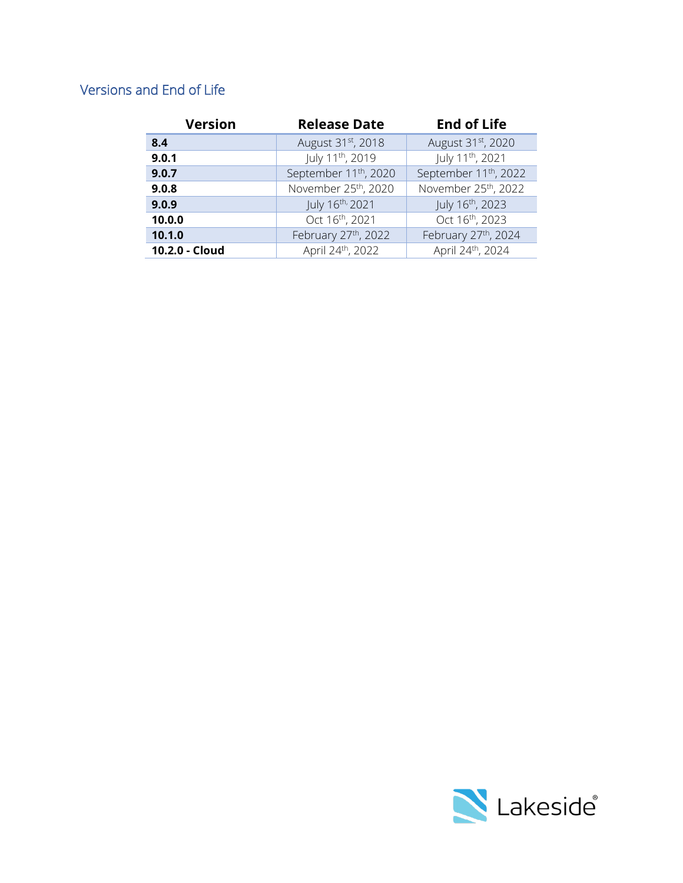## Versions and End of Life

| Version | Release Date | End of Life |
|---|---|---|
| **8.4** | August 31st, 2018 | August 31st, 2020 |
| **9.0.1** | July 11th, 2019 | July 11th, 2021 |
| **9.0.7** | September 11th, 2020 | September 11th, 2022 |
| **9.0.8** | November 25th, 2020 | November 25th, 2022 |
| **9.0.9** | July 16th, 2021 | July 16th, 2023 |
| **10.0.0** | Oct 16th, 2021 | Oct 16th, 2023 |
| **10.1.0** | February 27th, 2022 | February 27th, 2024 |
| **10.2.0 - Cloud** | April 24th, 2022 | April 24th, 2024 |